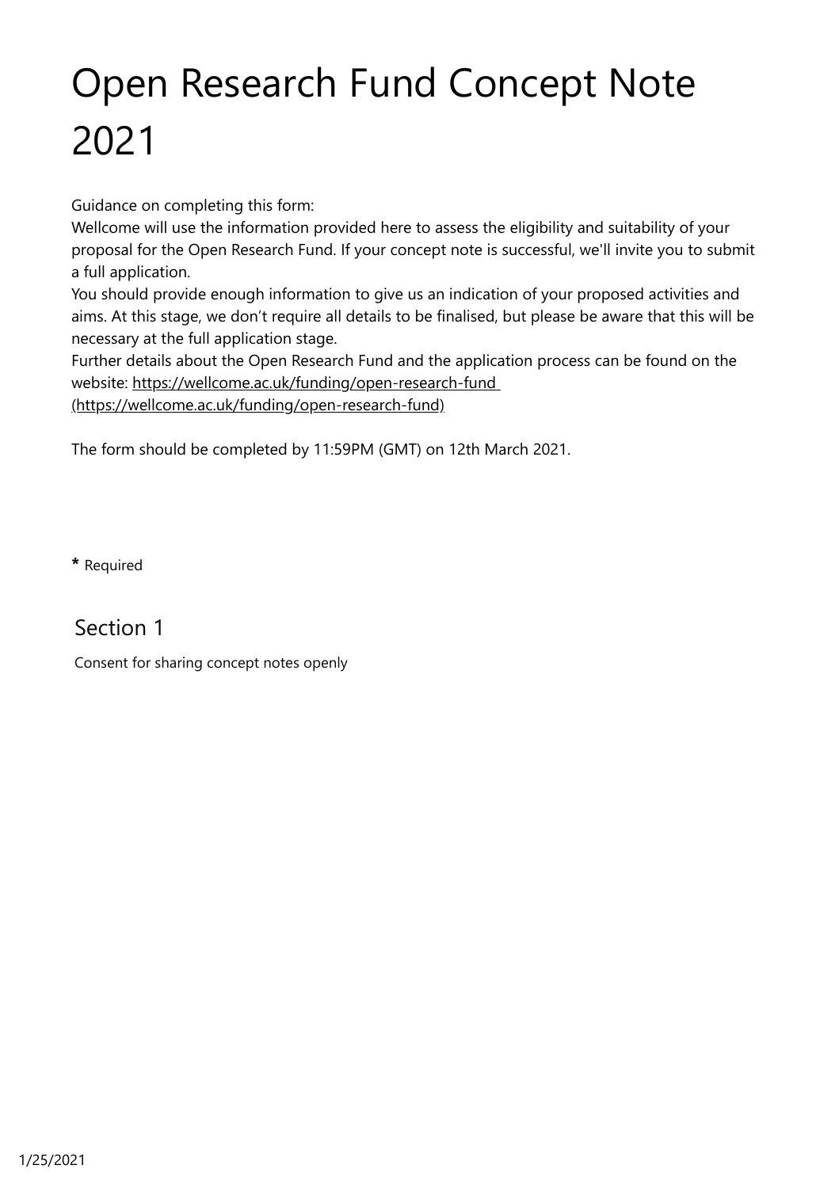# Open Research Fund Concept Note 2021

Guidance on completing this form:
Wellcome will use the information provided here to assess the eligibility and suitability of your proposal for the Open Research Fund. If your concept note is successful, we'll invite you to submit a full application.
You should provide enough information to give us an indication of your proposed activities and aims. At this stage, we don’t require all details to be finalised, but please be aware that this will be necessary at the full application stage.
Further details about the Open Research Fund and the application process can be found on the website: [https://wellcome.ac.uk/funding/open-research-fund (https://wellcome.ac.uk/funding/open-research-fund)](https://wellcome.ac.uk/funding/open-research-fund)

The form should be completed by 11:59PM (GMT) on 12th March 2021.

**\*** Required

## Section 1

Consent for sharing concept notes openly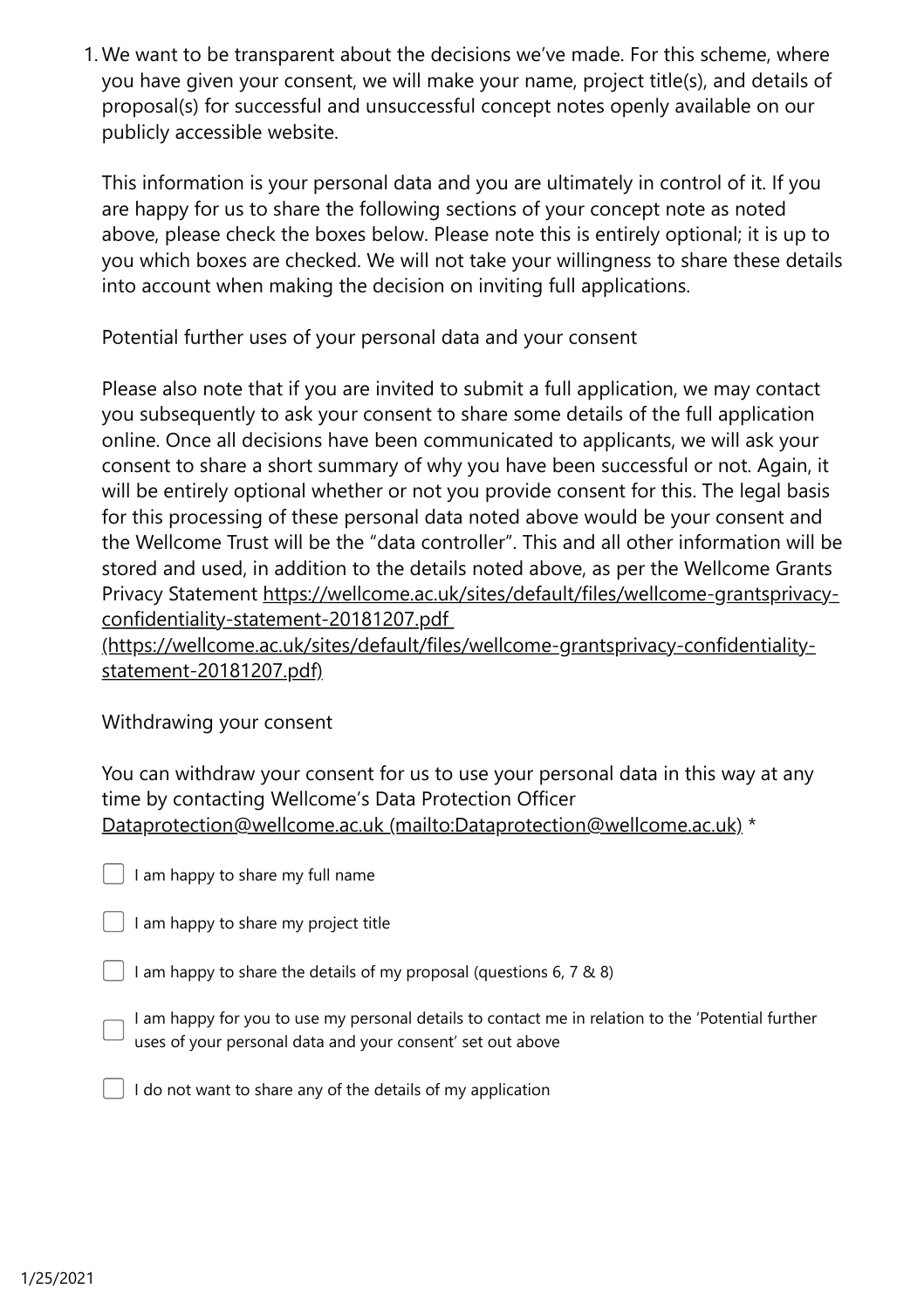1. We want to be transparent about the decisions we've made. For this scheme, where you have given your consent, we will make your name, project title(s), and details of proposal(s) for successful and unsuccessful concept notes openly available on our publicly accessible website.

   This information is your personal data and you are ultimately in control of it. If you are happy for us to share the following sections of your concept note as noted above, please check the boxes below. Please note this is entirely optional; it is up to you which boxes are checked. We will not take your willingness to share these details into account when making the decision on inviting full applications.

   Potential further uses of your personal data and your consent

   Please also note that if you are invited to submit a full application, we may contact you subsequently to ask your consent to share some details of the full application online. Once all decisions have been communicated to applicants, we will ask your consent to share a short summary of why you have been successful or not. Again, it will be entirely optional whether or not you provide consent for this. The legal basis for this processing of these personal data noted above would be your consent and the Wellcome Trust will be the "data controller". This and all other information will be stored and used, in addition to the details noted above, as per the Wellcome Grants Privacy Statement https://wellcome.ac.uk/sites/default/files/wellcome-grantsprivacy-confidentiality-statement-20181207.pdf (https://wellcome.ac.uk/sites/default/files/wellcome-grantsprivacy-confidentiality-statement-20181207.pdf)

   Withdrawing your consent

   You can withdraw your consent for us to use your personal data in this way at any time by contacting Wellcome's Data Protection Officer Dataprotection@wellcome.ac.uk (mailto:Dataprotection@wellcome.ac.uk) *

   - [ ] I am happy to share my full name
   - [ ] I am happy to share my project title
   - [ ] I am happy to share the details of my proposal (questions 6, 7 & 8)
   - [ ] I am happy for you to use my personal details to contact me in relation to the 'Potential further uses of your personal data and your consent' set out above
   - [ ] I do not want to share any of the details of my application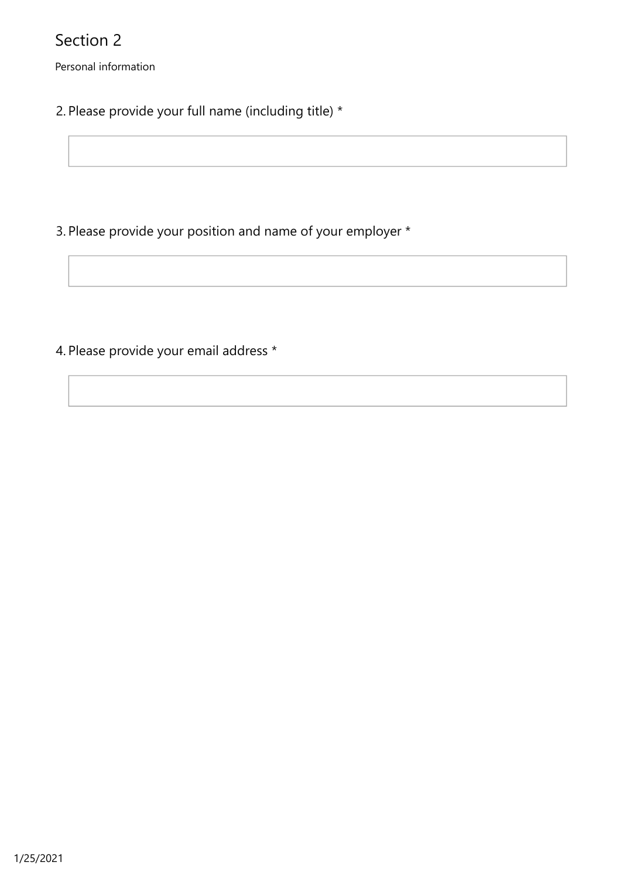## Section 2

Personal information

2. Please provide your full name (including title) *

3. Please provide your position and name of your employer *

4. Please provide your email address *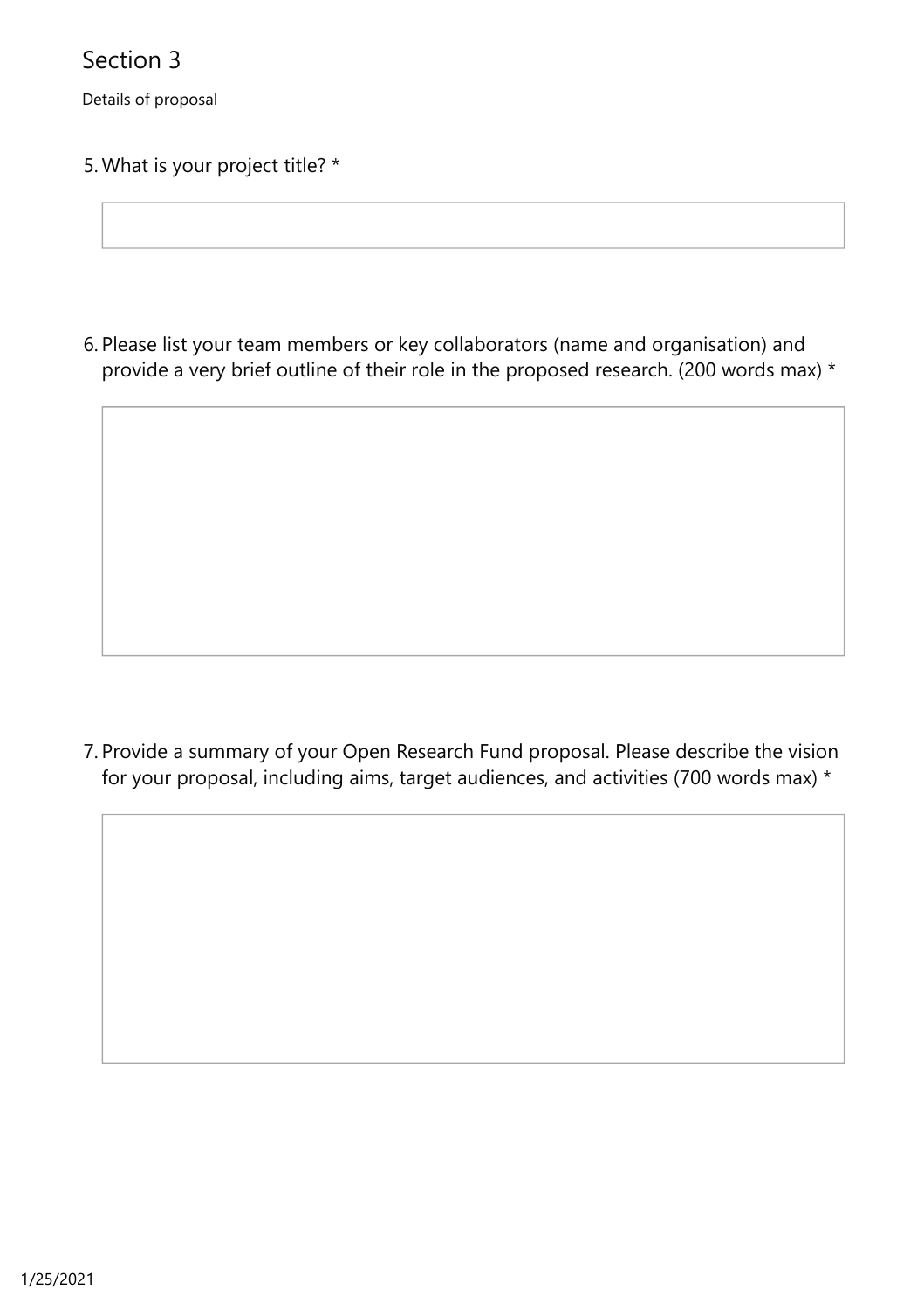# Section 3

Details of proposal

5. What is your project title? *

6. Please list your team members or key collaborators (name and organisation) and provide a very brief outline of their role in the proposed research. (200 words max) *

7. Provide a summary of your Open Research Fund proposal. Please describe the vision for your proposal, including aims, target audiences, and activities (700 words max) *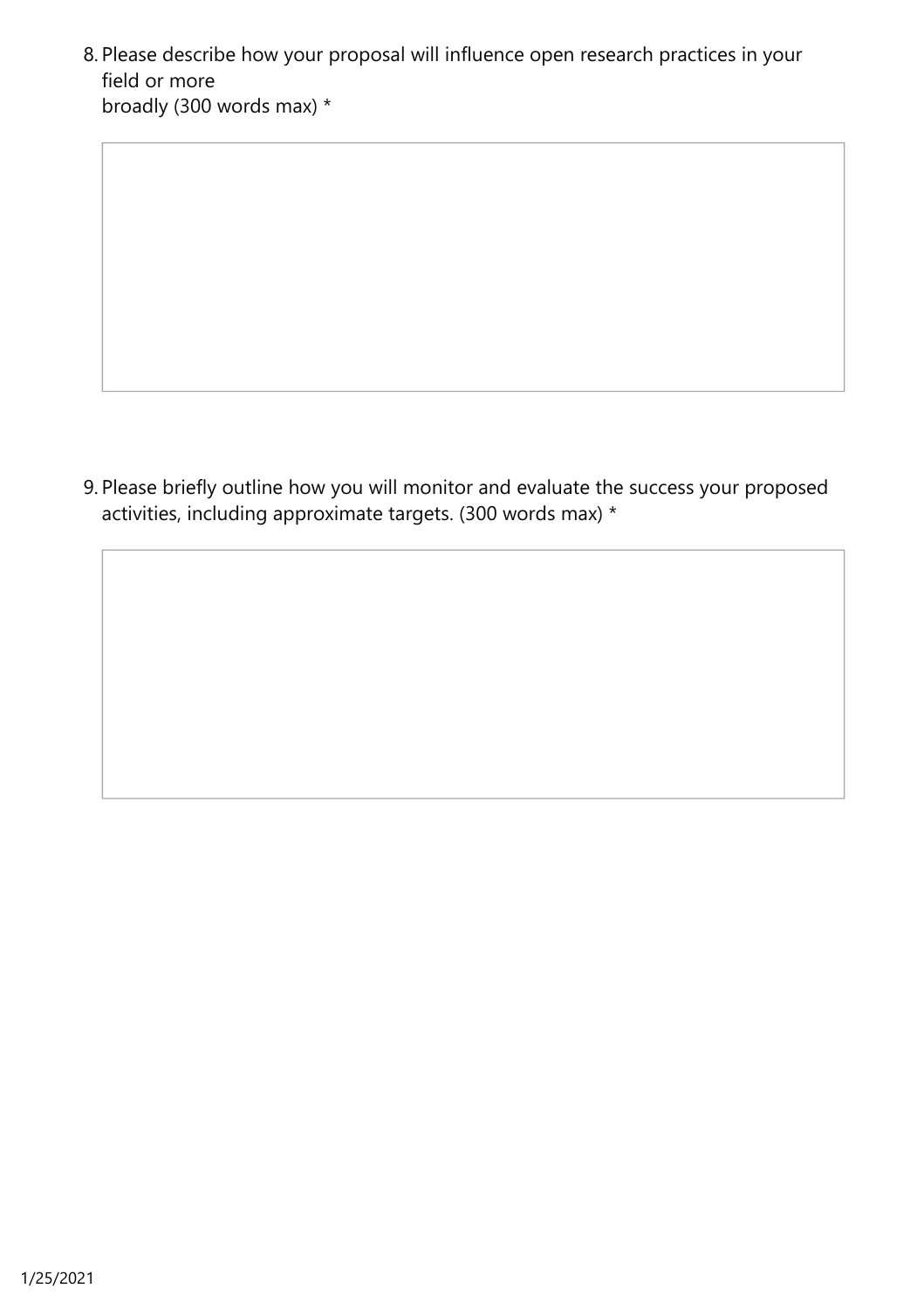8. Please describe how your proposal will influence open research practices in your field or more
   broadly (300 words max) *

9. Please briefly outline how you will monitor and evaluate the success your proposed activities, including approximate targets. (300 words max) *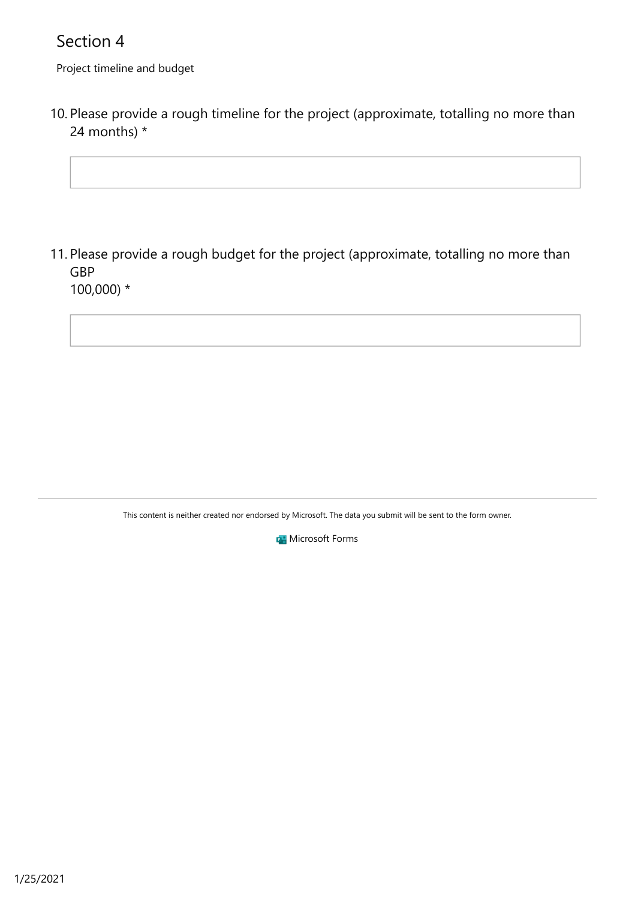## Section 4

Project timeline and budget

10. Please provide a rough timeline for the project (approximate, totalling no more than 24 months) *

11. Please provide a rough budget for the project (approximate, totalling no more than GBP 100,000) *

This content is neither created nor endorsed by Microsoft. The data you submit will be sent to the form owner.

Microsoft Forms